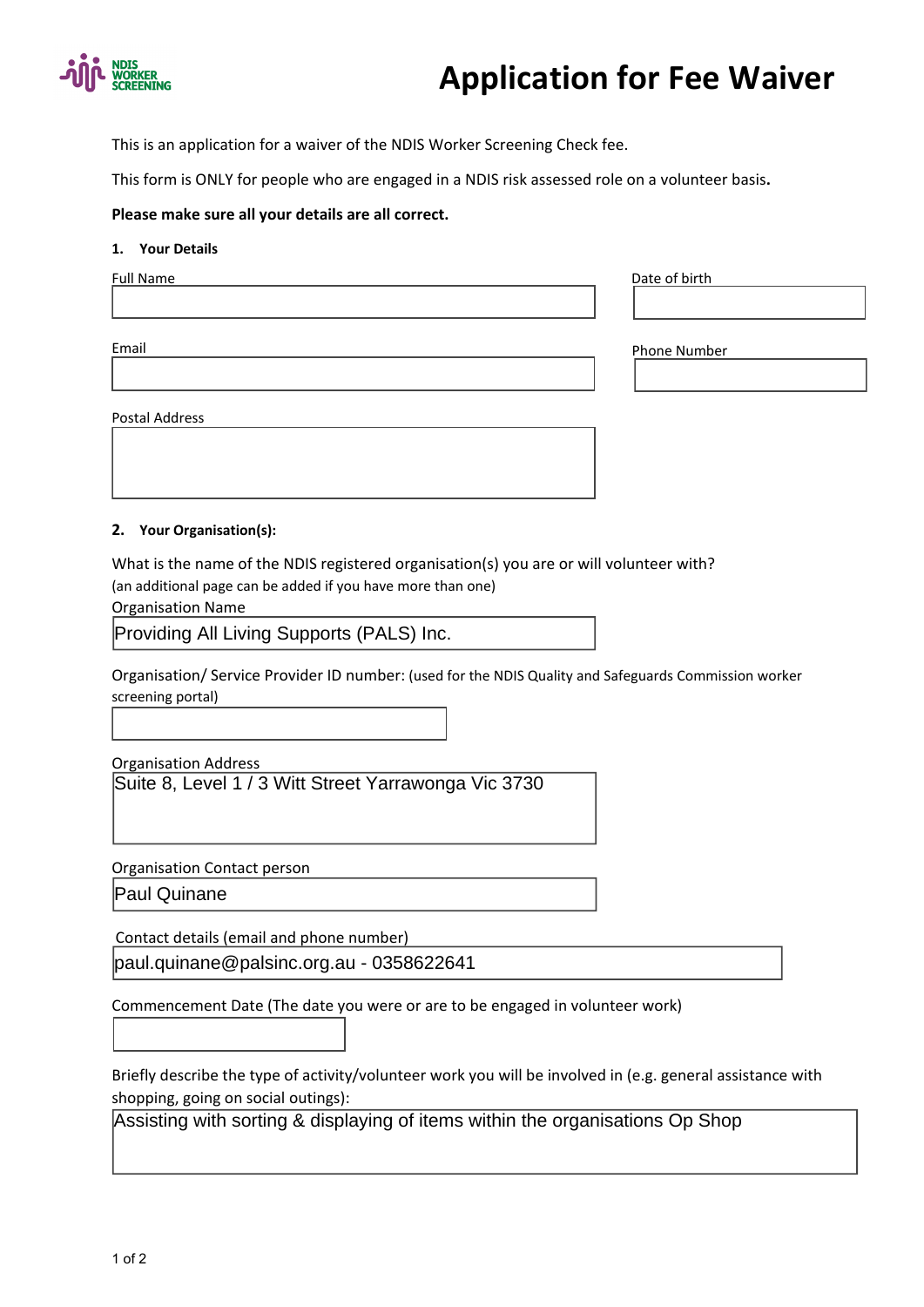NDIS WORKER SCREENING

# Application for Fee Waiver

This is an application for a waiver of the NDIS Worker Screening Check fee.

This form is ONLY for people who are engaged in a NDIS risk assessed role on a volunteer basis.

**Please make sure all your details are all correct.**

### 1. Your Details

Full Name

Date of birth

Email

Phone Number

Postal Address

### 2. Your Organisation(s):

What is the name of the NDIS registered organisation(s) you are or will volunteer with?
(an additional page can be added if you have more than one)

Organisation Name

Providing All Living Supports (PALS) Inc.

Organisation/ Service Provider ID number: (used for the NDIS Quality and Safeguards Commission worker screening portal)

Organisation Address

Suite 8, Level 1 / 3 Witt Street Yarrawonga Vic 3730

Organisation Contact person

Paul Quinane

Contact details (email and phone number)

paul.quinane@palsinc.org.au - 0358622641

Commencement Date (The date you were or are to be engaged in volunteer work)

Briefly describe the type of activity/volunteer work you will be involved in (e.g. general assistance with shopping, going on social outings):

Assisting with sorting & displaying of items within the organisations Op Shop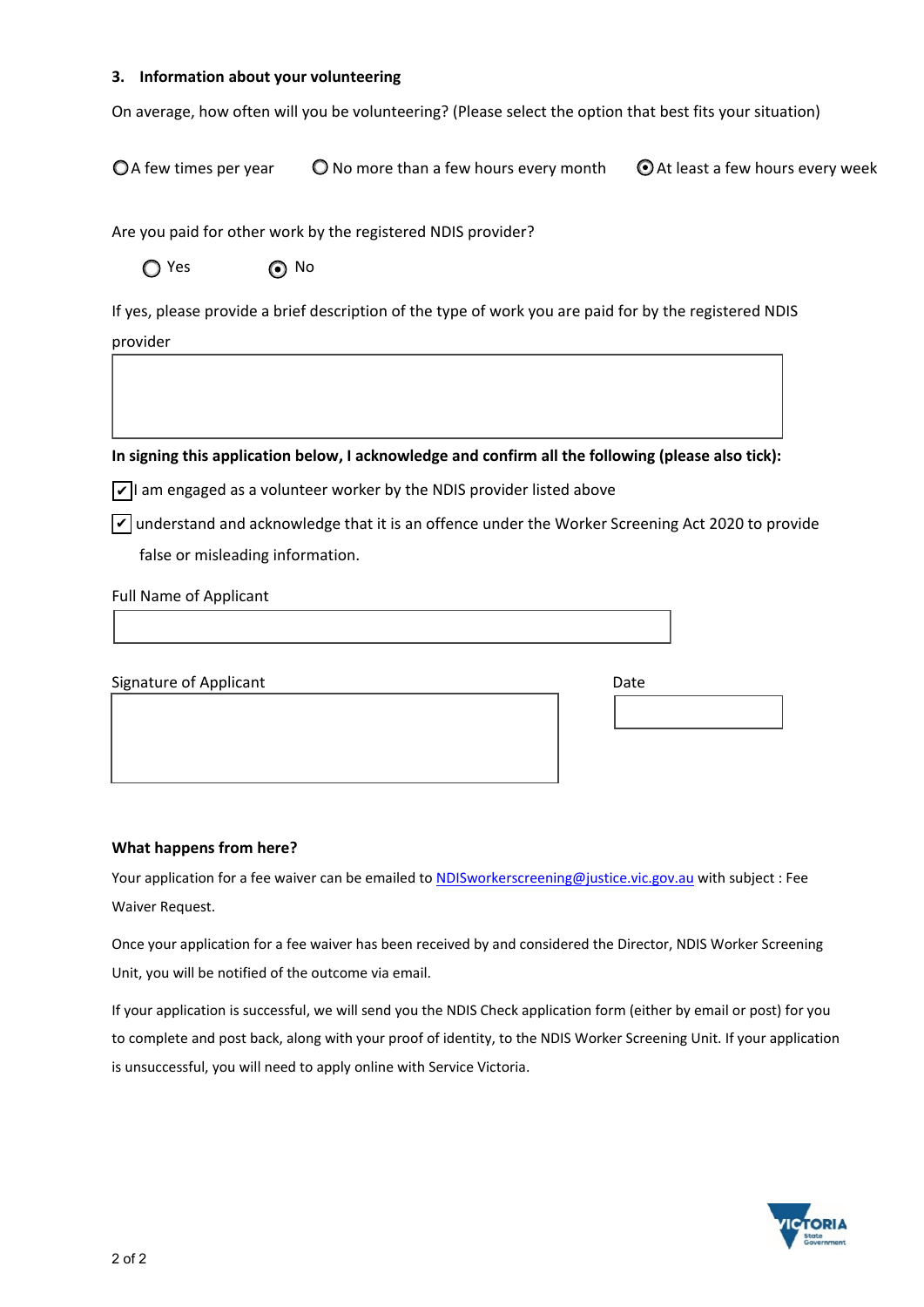### 3. Information about your volunteering

On average, how often will you be volunteering? (Please select the option that best fits your situation)

○ A few times per year ○ No more than a few hours every month ◉ At least a few hours every week

Are you paid for other work by the registered NDIS provider?

○ Yes ◉ No

If yes, please provide a brief description of the type of work you are paid for by the registered NDIS provider

**In signing this application below, I acknowledge and confirm all the following (please also tick):**

☑ I am engaged as a volunteer worker by the NDIS provider listed above

☑ I understand and acknowledge that it is an offence under the Worker Screening Act 2020 to provide false or misleading information.

Full Name of Applicant

Signature of Applicant

Date

**What happens from here?**

Your application for a fee waiver can be emailed to NDISworkerscreening@justice.vic.gov.au with subject : Fee Waiver Request.

Once your application for a fee waiver has been received by and considered the Director, NDIS Worker Screening Unit, you will be notified of the outcome via email.

If your application is successful, we will send you the NDIS Check application form (either by email or post) for you to complete and post back, along with your proof of identity, to the NDIS Worker Screening Unit. If your application is unsuccessful, you will need to apply online with Service Victoria.